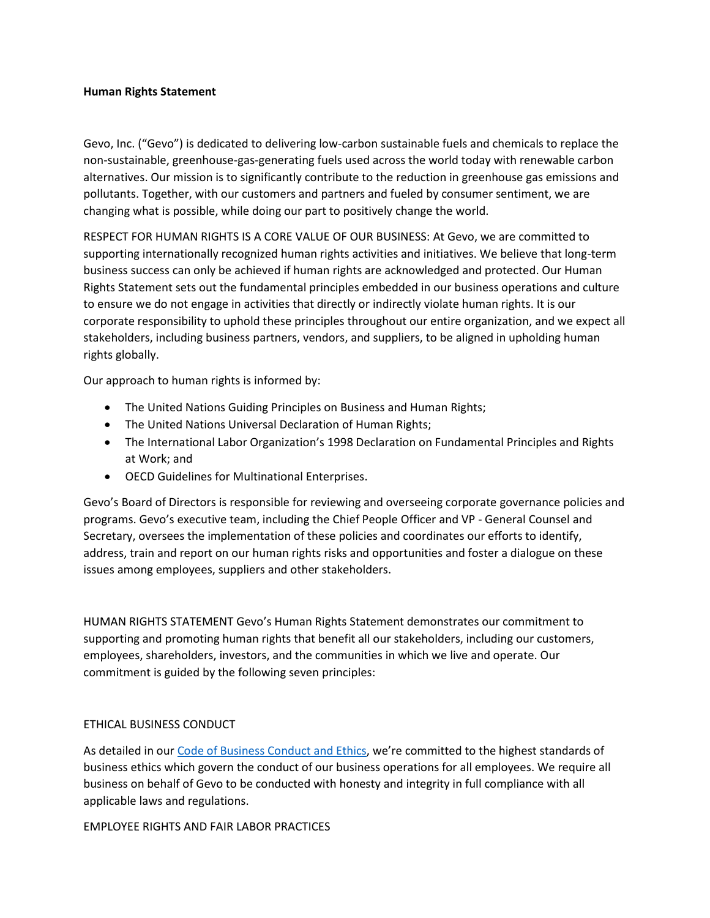**Human Rights Statement**

Gevo, Inc. ("Gevo") is dedicated to delivering low-carbon sustainable fuels and chemicals to replace the non-sustainable, greenhouse-gas-generating fuels used across the world today with renewable carbon alternatives. Our mission is to significantly contribute to the reduction in greenhouse gas emissions and pollutants. Together, with our customers and partners and fueled by consumer sentiment, we are changing what is possible, while doing our part to positively change the world.

RESPECT FOR HUMAN RIGHTS IS A CORE VALUE OF OUR BUSINESS: At Gevo, we are committed to supporting internationally recognized human rights activities and initiatives. We believe that long-term business success can only be achieved if human rights are acknowledged and protected. Our Human Rights Statement sets out the fundamental principles embedded in our business operations and culture to ensure we do not engage in activities that directly or indirectly violate human rights. It is our corporate responsibility to uphold these principles throughout our entire organization, and we expect all stakeholders, including business partners, vendors, and suppliers, to be aligned in upholding human rights globally.

Our approach to human rights is informed by:

- The United Nations Guiding Principles on Business and Human Rights;
- The United Nations Universal Declaration of Human Rights;
- The International Labor Organization's 1998 Declaration on Fundamental Principles and Rights at Work; and
- OECD Guidelines for Multinational Enterprises.

Gevo's Board of Directors is responsible for reviewing and overseeing corporate governance policies and programs. Gevo's executive team, including the Chief People Officer and VP - General Counsel and Secretary, oversees the implementation of these policies and coordinates our efforts to identify, address, train and report on our human rights risks and opportunities and foster a dialogue on these issues among employees, suppliers and other stakeholders.

HUMAN RIGHTS STATEMENT Gevo's Human Rights Statement demonstrates our commitment to supporting and promoting human rights that benefit all our stakeholders, including our customers, employees, shareholders, investors, and the communities in which we live and operate. Our commitment is guided by the following seven principles:

ETHICAL BUSINESS CONDUCT

As detailed in our Code of Business Conduct and Ethics, we're committed to the highest standards of business ethics which govern the conduct of our business operations for all employees. We require all business on behalf of Gevo to be conducted with honesty and integrity in full compliance with all applicable laws and regulations.

EMPLOYEE RIGHTS AND FAIR LABOR PRACTICES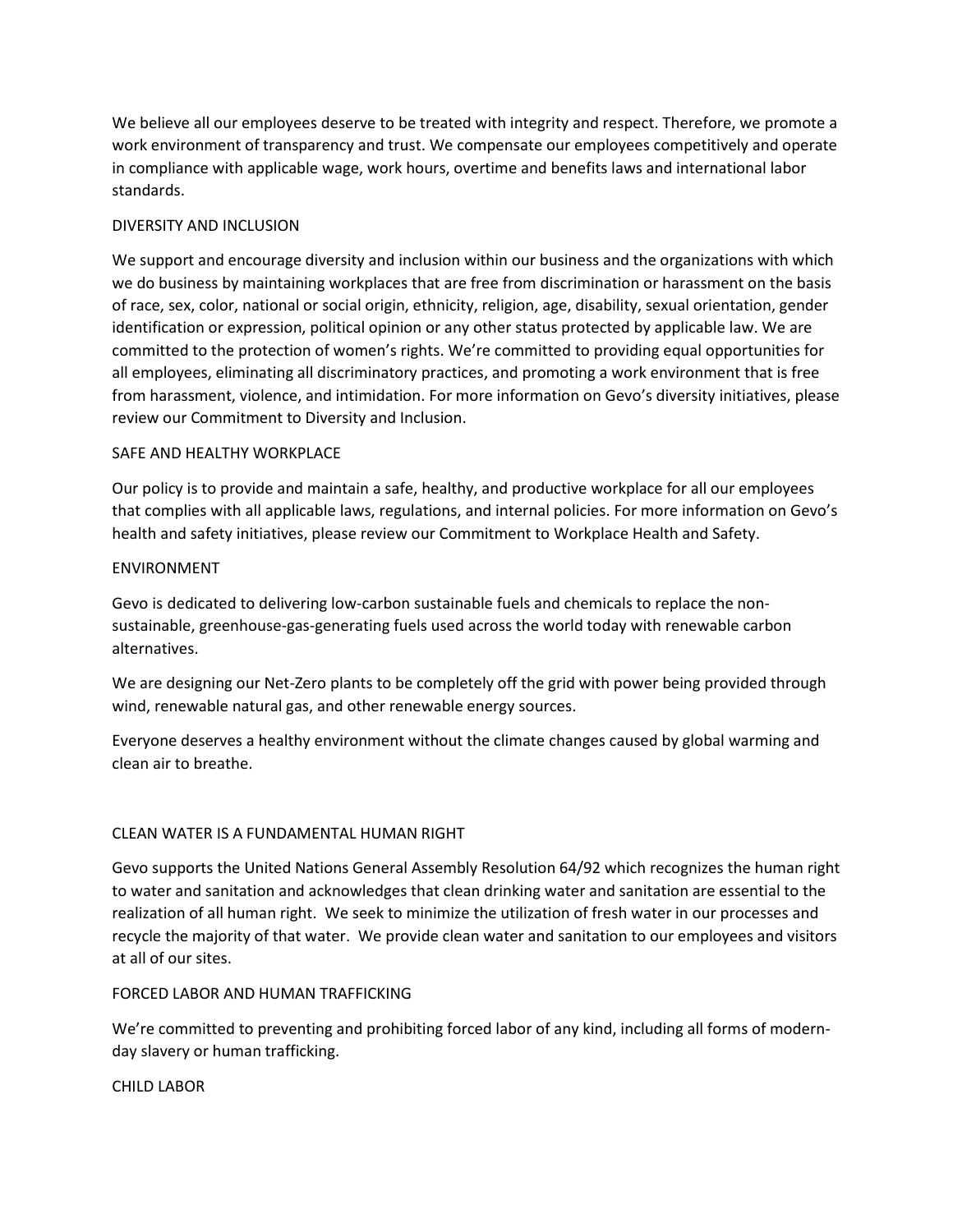We believe all our employees deserve to be treated with integrity and respect. Therefore, we promote a work environment of transparency and trust. We compensate our employees competitively and operate in compliance with applicable wage, work hours, overtime and benefits laws and international labor standards.

## DIVERSITY AND INCLUSION

We support and encourage diversity and inclusion within our business and the organizations with which we do business by maintaining workplaces that are free from discrimination or harassment on the basis of race, sex, color, national or social origin, ethnicity, religion, age, disability, sexual orientation, gender identification or expression, political opinion or any other status protected by applicable law. We are committed to the protection of women's rights. We're committed to providing equal opportunities for all employees, eliminating all discriminatory practices, and promoting a work environment that is free from harassment, violence, and intimidation. For more information on Gevo's diversity initiatives, please review our Commitment to Diversity and Inclusion.

## SAFE AND HEALTHY WORKPLACE

Our policy is to provide and maintain a safe, healthy, and productive workplace for all our employees that complies with all applicable laws, regulations, and internal policies. For more information on Gevo's health and safety initiatives, please review our Commitment to Workplace Health and Safety.

## ENVIRONMENT

Gevo is dedicated to delivering low-carbon sustainable fuels and chemicals to replace the non-sustainable, greenhouse-gas-generating fuels used across the world today with renewable carbon alternatives.

We are designing our Net-Zero plants to be completely off the grid with power being provided through wind, renewable natural gas, and other renewable energy sources.

Everyone deserves a healthy environment without the climate changes caused by global warming and clean air to breathe.

## CLEAN WATER IS A FUNDAMENTAL HUMAN RIGHT

Gevo supports the United Nations General Assembly Resolution 64/92 which recognizes the human right to water and sanitation and acknowledges that clean drinking water and sanitation are essential to the realization of all human right. We seek to minimize the utilization of fresh water in our processes and recycle the majority of that water. We provide clean water and sanitation to our employees and visitors at all of our sites.

## FORCED LABOR AND HUMAN TRAFFICKING

We're committed to preventing and prohibiting forced labor of any kind, including all forms of modern-day slavery or human trafficking.

## CHILD LABOR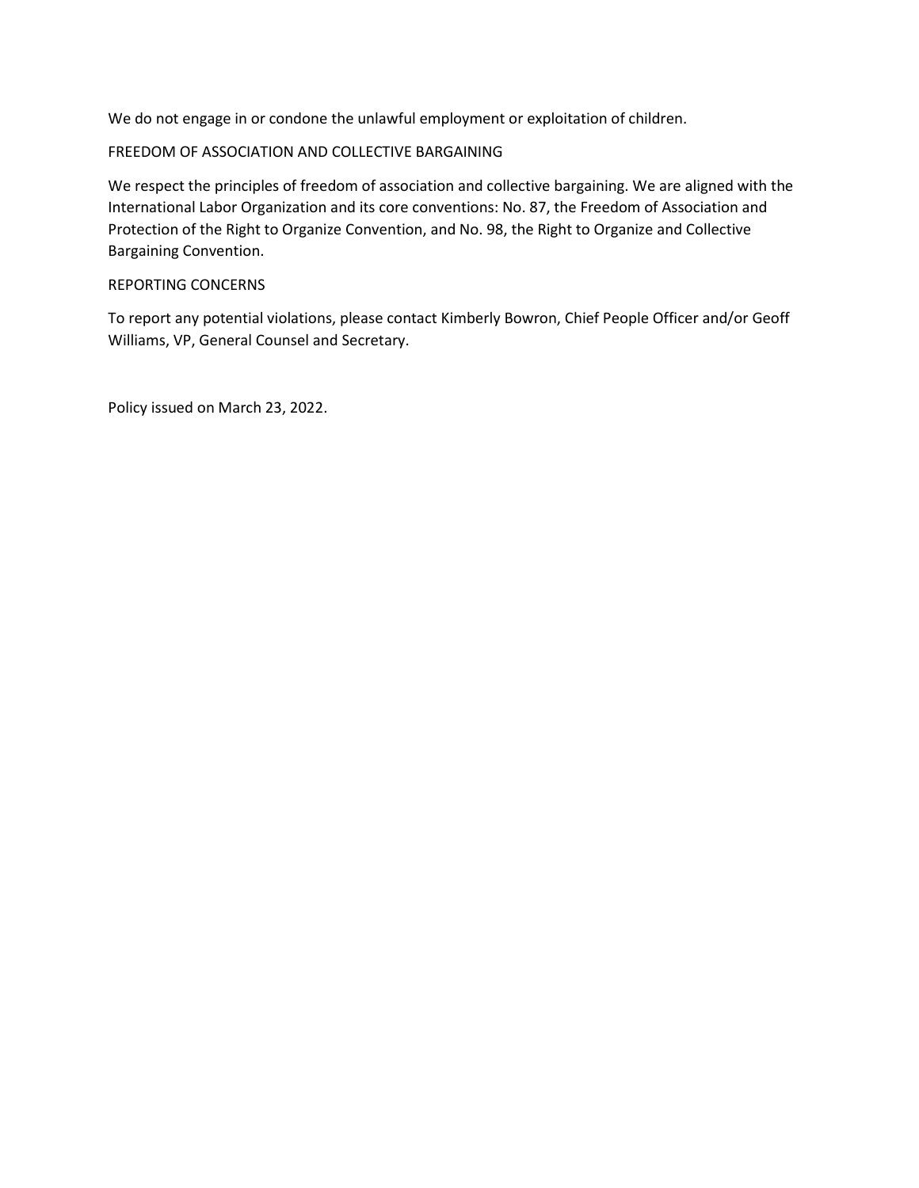We do not engage in or condone the unlawful employment or exploitation of children.

## FREEDOM OF ASSOCIATION AND COLLECTIVE BARGAINING

We respect the principles of freedom of association and collective bargaining. We are aligned with the International Labor Organization and its core conventions: No. 87, the Freedom of Association and Protection of the Right to Organize Convention, and No. 98, the Right to Organize and Collective Bargaining Convention.

## REPORTING CONCERNS

To report any potential violations, please contact Kimberly Bowron, Chief People Officer and/or Geoff Williams, VP, General Counsel and Secretary.

Policy issued on March 23, 2022.